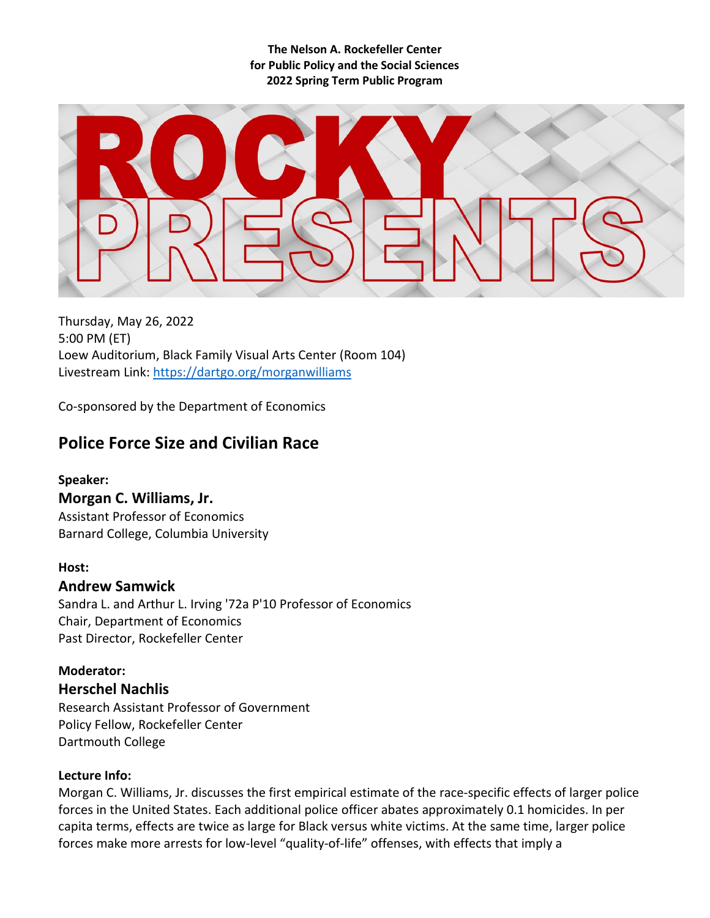**The Nelson A. Rockefeller Center**
**for Public Policy and the Social Sciences**
**2022 Spring Term Public Program**

# ROCKY PRESENTS

Thursday, May 26, 2022
5:00 PM (ET)
Loew Auditorium, Black Family Visual Arts Center (Room 104)
Livestream Link: [https://dartgo.org/morganwilliams](https://dartgo.org/morganwilliams)

Co-sponsored by the Department of Economics

## Police Force Size and Civilian Race

**Speaker:**

### Morgan C. Williams, Jr.

Assistant Professor of Economics
Barnard College, Columbia University

**Host:**

### Andrew Samwick

Sandra L. and Arthur L. Irving '72a P'10 Professor of Economics
Chair, Department of Economics
Past Director, Rockefeller Center

**Moderator:**

### Herschel Nachlis

Research Assistant Professor of Government
Policy Fellow, Rockefeller Center
Dartmouth College

**Lecture Info:**

Morgan C. Williams, Jr. discusses the first empirical estimate of the race-specific effects of larger police forces in the United States. Each additional police officer abates approximately 0.1 homicides. In per capita terms, effects are twice as large for Black versus white victims. At the same time, larger police forces make more arrests for low-level "quality-of-life" offenses, with effects that imply a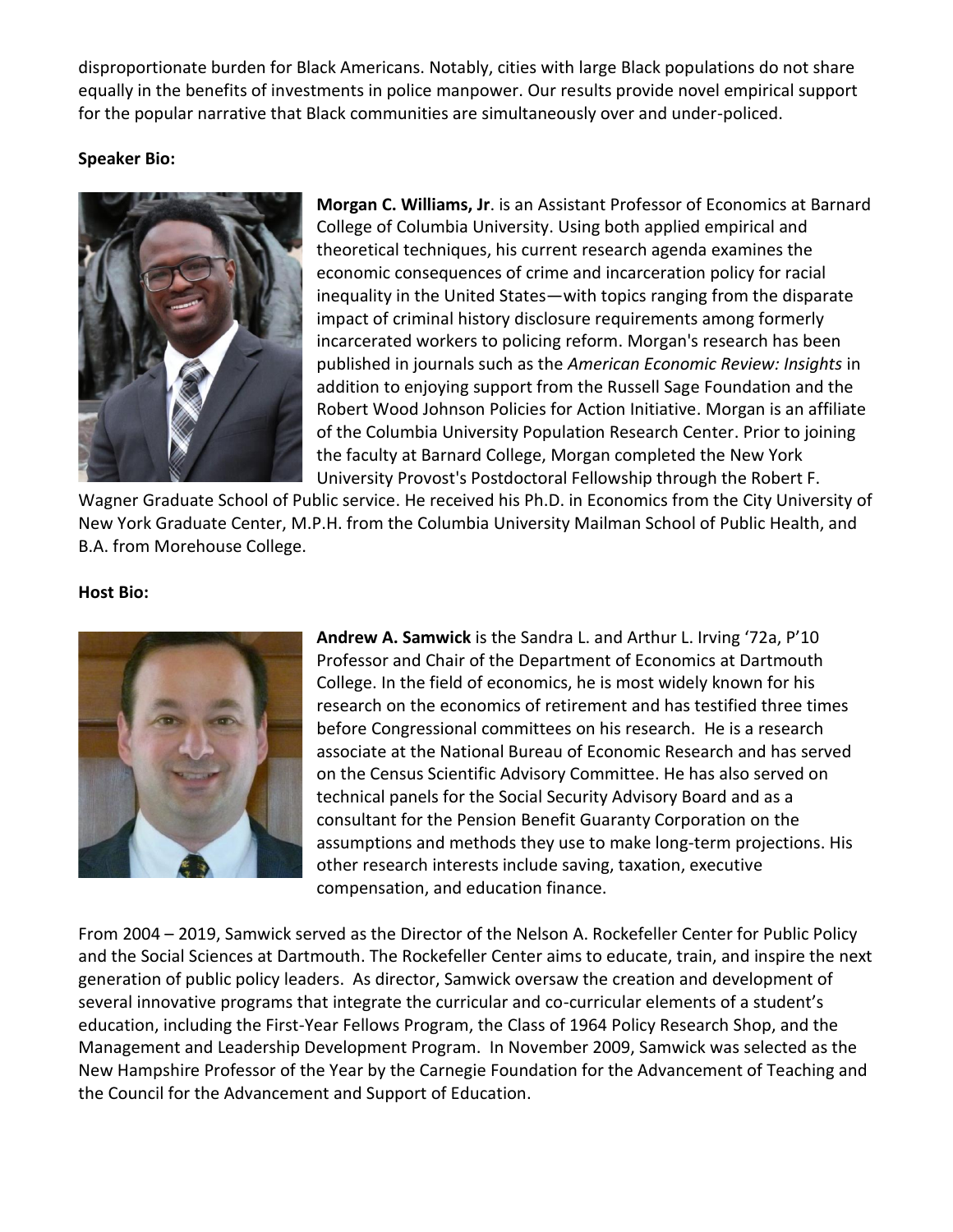disproportionate burden for Black Americans. Notably, cities with large Black populations do not share equally in the benefits of investments in police manpower. Our results provide novel empirical support for the popular narrative that Black communities are simultaneously over and under-policed.

**Speaker Bio:**

**Morgan C. Williams, Jr**. is an Assistant Professor of Economics at Barnard College of Columbia University. Using both applied empirical and theoretical techniques, his current research agenda examines the economic consequences of crime and incarceration policy for racial inequality in the United States—with topics ranging from the disparate impact of criminal history disclosure requirements among formerly incarcerated workers to policing reform. Morgan's research has been published in journals such as the *American Economic Review: Insights* in addition to enjoying support from the Russell Sage Foundation and the Robert Wood Johnson Policies for Action Initiative. Morgan is an affiliate of the Columbia University Population Research Center. Prior to joining the faculty at Barnard College, Morgan completed the New York University Provost's Postdoctoral Fellowship through the Robert F. Wagner Graduate School of Public service. He received his Ph.D. in Economics from the City University of New York Graduate Center, M.P.H. from the Columbia University Mailman School of Public Health, and B.A. from Morehouse College.

**Host Bio:**

**Andrew A. Samwick** is the Sandra L. and Arthur L. Irving '72a, P'10 Professor and Chair of the Department of Economics at Dartmouth College. In the field of economics, he is most widely known for his research on the economics of retirement and has testified three times before Congressional committees on his research. He is a research associate at the National Bureau of Economic Research and has served on the Census Scientific Advisory Committee. He has also served on technical panels for the Social Security Advisory Board and as a consultant for the Pension Benefit Guaranty Corporation on the assumptions and methods they use to make long-term projections. His other research interests include saving, taxation, executive compensation, and education finance.

From 2004 – 2019, Samwick served as the Director of the Nelson A. Rockefeller Center for Public Policy and the Social Sciences at Dartmouth. The Rockefeller Center aims to educate, train, and inspire the next generation of public policy leaders. As director, Samwick oversaw the creation and development of several innovative programs that integrate the curricular and co-curricular elements of a student's education, including the First-Year Fellows Program, the Class of 1964 Policy Research Shop, and the Management and Leadership Development Program. In November 2009, Samwick was selected as the New Hampshire Professor of the Year by the Carnegie Foundation for the Advancement of Teaching and the Council for the Advancement and Support of Education.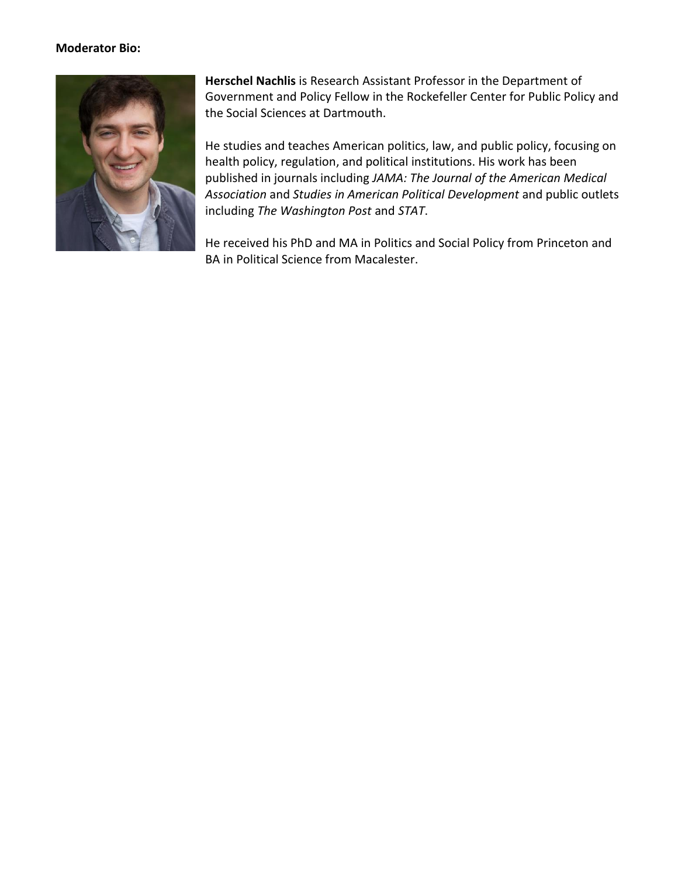**Moderator Bio:**

**Herschel Nachlis** is Research Assistant Professor in the Department of Government and Policy Fellow in the Rockefeller Center for Public Policy and the Social Sciences at Dartmouth.

He studies and teaches American politics, law, and public policy, focusing on health policy, regulation, and political institutions. His work has been published in journals including *JAMA: The Journal of the American Medical Association* and *Studies in American Political Development* and public outlets including *The Washington Post* and *STAT*.

He received his PhD and MA in Politics and Social Policy from Princeton and BA in Political Science from Macalester.